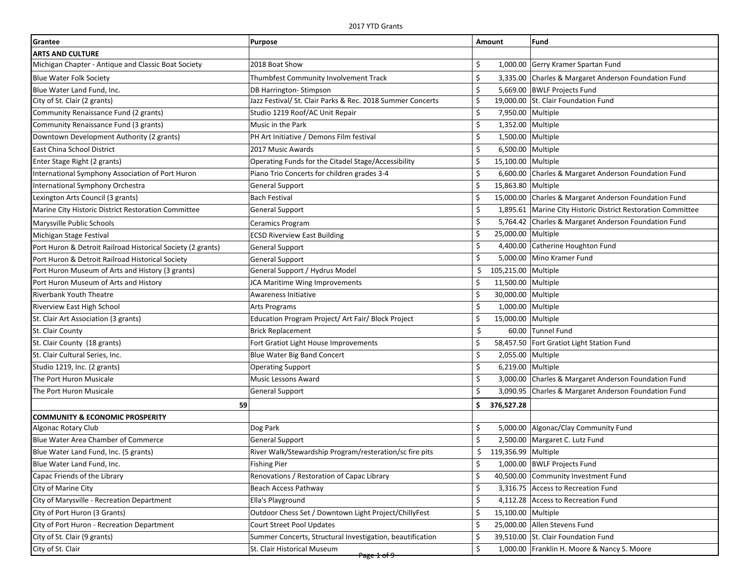# 2017 YTD Grants

| Grantee | Purpose | Amount | Fund |
|---|---|---|---|
| **ARTS AND CULTURE** | | | |
| Michigan Chapter - Antique and Classic Boat Society | 2018 Boat Show | $ 1,000.00 | Gerry Kramer Spartan Fund |
| Blue Water Folk Society | Thumbfest Community Involvement Track | $ 3,335.00 | Charles & Margaret Anderson Foundation Fund |
| Blue Water Land Fund, Inc. | DB Harrington- Stimpson | $ 5,669.00 | BWLF Projects Fund |
| City of St. Clair (2 grants) | Jazz Festival/ St. Clair Parks & Rec. 2018 Summer Concerts | $ 19,000.00 | St. Clair Foundation Fund |
| Community Renaissance Fund (2 grants) | Studio 1219 Roof/AC Unit Repair | $ 7,950.00 | Multiple |
| Community Renaissance Fund (3 grants) | Music in the Park | $ 1,352.00 | Multiple |
| Downtown Development Authority (2 grants) | PH Art Initiative / Demons Film festival | $ 1,500.00 | Multiple |
| East China School District | 2017 Music Awards | $ 6,500.00 | Multiple |
| Enter Stage Right (2 grants) | Operating Funds for the Citadel Stage/Accessibility | $ 15,100.00 | Multiple |
| International Symphony Association of Port Huron | Piano Trio Concerts for children grades 3-4 | $ 6,600.00 | Charles & Margaret Anderson Foundation Fund |
| International Symphony Orchestra | General Support | $ 15,863.80 | Multiple |
| Lexington Arts Council (3 grants) | Bach Festival | $ 15,000.00 | Charles & Margaret Anderson Foundation Fund |
| Marine City Historic District Restoration Committee | General Support | $ 1,895.61 | Marine City Historic District Restoration Committee |
| Marysville Public Schools | Ceramics Program | $ 5,764.42 | Charles & Margaret Anderson Foundation Fund |
| Michigan Stage Festival | ECSD Riverview East Building | $ 25,000.00 | Multiple |
| Port Huron & Detroit Railroad Historical Society (2 grants) | General Support | $ 4,400.00 | Catherine Houghton Fund |
| Port Huron & Detroit Railroad Historical Society | General Support | $ 5,000.00 | Mino Kramer Fund |
| Port Huron Museum of Arts and History (3 grants) | General Support / Hydrus Model | $ 105,215.00 | Multiple |
| Port Huron Museum of Arts and History | JCA Maritime Wing Improvements | $ 11,500.00 | Multiple |
| Riverbank Youth Theatre | Awareness Initiative | $ 30,000.00 | Multiple |
| Riverview East High School | Arts Programs | $ 1,000.00 | Multiple |
| St. Clair Art Association (3 grants) | Education Program Project/ Art Fair/ Block Project | $ 15,000.00 | Multiple |
| St. Clair County | Brick Replacement | $ 60.00 | Tunnel Fund |
| St. Clair County (18 grants) | Fort Gratiot Light House Improvements | $ 58,457.50 | Fort Gratiot Light Station Fund |
| St. Clair Cultural Series, Inc. | Blue Water Big Band Concert | $ 2,055.00 | Multiple |
| Studio 1219, Inc. (2 grants) | Operating Support | $ 6,219.00 | Multiple |
| The Port Huron Musicale | Music Lessons Award | $ 3,000.00 | Charles & Margaret Anderson Foundation Fund |
| The Port Huron Musicale | General Support | $ 3,090.95 | Charles & Margaret Anderson Foundation Fund |
| 59 | | **$ 376,527.28** | |
| **COMMUNITY & ECONOMIC PROSPERITY** | | | |
| Algonac Rotary Club | Dog Park | $ 5,000.00 | Algonac/Clay Community Fund |
| Blue Water Area Chamber of Commerce | General Support | $ 2,500.00 | Margaret C. Lutz Fund |
| Blue Water Land Fund, Inc. (5 grants) | River Walk/Stewardship Program/resteration/sc fire pits | $ 119,356.99 | Multiple |
| Blue Water Land Fund, Inc. | Fishing Pier | $ 1,000.00 | BWLF Projects Fund |
| Capac Friends of the Library | Renovations / Restoration of Capac Library | $ 40,500.00 | Community Investment Fund |
| City of Marine City | Beach Access Pathway | $ 3,316.75 | Access to Recreation Fund |
| City of Marysville - Recreation Department | Ella's Playground | $ 4,112.28 | Access to Recreation Fund |
| City of Port Huron (3 Grants) | Outdoor Chess Set / Downtown Light Project/ChillyFest | $ 15,100.00 | Multiple |
| City of Port Huron - Recreation Department | Court Street Pool Updates | $ 25,000.00 | Allen Stevens Fund |
| City of St. Clair (9 grants) | Summer Concerts, Structural Investigation, beautification | $ 39,510.00 | St. Clair Foundation Fund |
| City of St. Clair | St. Clair Historical Museum | $ 1,000.00 | Franklin H. Moore & Nancy S. Moore |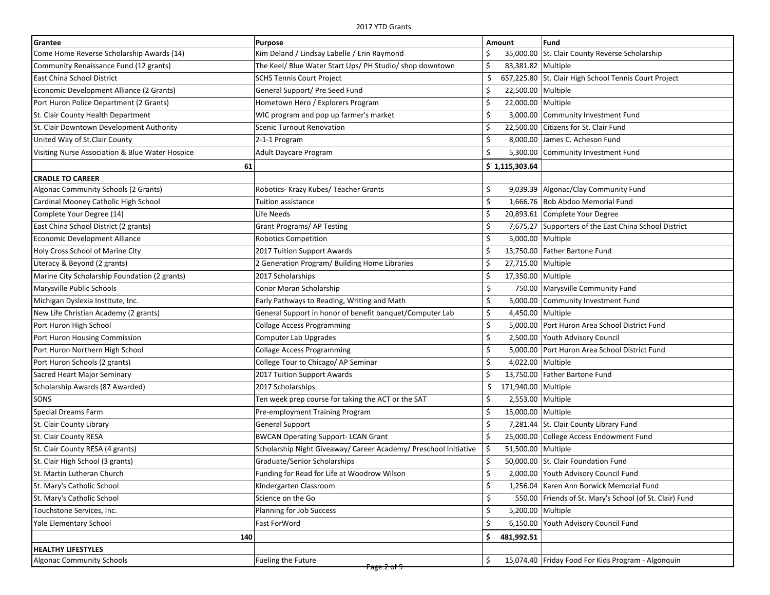| Grantee | Purpose | Amount | Fund |
|---|---|---|---|
| Come Home Reverse Scholarship Awards (14) | Kim Deland / Lindsay Labelle / Erin Raymond | $ 35,000.00 | St. Clair County Reverse Scholarship |
| Community Renaissance Fund (12 grants) | The Keel/ Blue Water Start Ups/ PH Studio/ shop downtown | $ 83,381.82 | Multiple |
| East China School District | SCHS Tennis Court Project | $ 657,225.80 | St. Clair High School Tennis Court Project |
| Economic Development Alliance (2 Grants) | General Support/ Pre Seed Fund | $ 22,500.00 | Multiple |
| Port Huron Police Department (2 Grants) | Hometown Hero / Explorers Program | $ 22,000.00 | Multiple |
| St. Clair County Health Department | WIC program and pop up farmer's market | $ 3,000.00 | Community Investment Fund |
| St. Clair Downtown Development Authority | Scenic Turnout Renovation | $ 22,500.00 | Citizens for St. Clair Fund |
| United Way of St.Clair County | 2-1-1 Program | $ 8,000.00 | James C. Acheson Fund |
| Visiting Nurse Association & Blue Water Hospice | Adult Daycare Program | $ 5,300.00 | Community Investment Fund |
| 61 | | $ 1,115,303.64 | |
| **CRADLE TO CAREER** | | | |
| Algonac Community Schools (2 Grants) | Robotics- Krazy Kubes/ Teacher Grants | $ 9,039.39 | Algonac/Clay Community Fund |
| Cardinal Mooney Catholic High School | Tuition assistance | $ 1,666.76 | Bob Abdoo Memorial Fund |
| Complete Your Degree (14) | Life Needs | $ 20,893.61 | Complete Your Degree |
| East China School District (2 grants) | Grant Programs/ AP Testing | $ 7,675.27 | Supporters of the East China School District |
| Economic Development Alliance | Robotics Competition | $ 5,000.00 | Multiple |
| Holy Cross School of Marine City | 2017 Tuition Support Awards | $ 13,750.00 | Father Bartone Fund |
| Literacy & Beyond (2 grants) | 2 Generation Program/ Building Home Libraries | $ 27,715.00 | Multiple |
| Marine City Scholarship Foundation (2 grants) | 2017 Scholarships | $ 17,350.00 | Multiple |
| Marysville Public Schools | Conor Moran Scholarship | $ 750.00 | Marysville Community Fund |
| Michigan Dyslexia Institute, Inc. | Early Pathways to Reading, Writing and Math | $ 5,000.00 | Community Investment Fund |
| New Life Christian Academy (2 grants) | General Support in honor of benefit banquet/Computer Lab | $ 4,450.00 | Multiple |
| Port Huron High School | Collage Access Programming | $ 5,000.00 | Port Huron Area School District Fund |
| Port Huron Housing Commission | Computer Lab Upgrades | $ 2,500.00 | Youth Advisory Council |
| Port Huron Northern High School | Collage Access Programming | $ 5,000.00 | Port Huron Area School District Fund |
| Port Huron Schools (2 grants) | College Tour to Chicago/ AP Seminar | $ 4,022.00 | Multiple |
| Sacred Heart Major Seminary | 2017 Tuition Support Awards | $ 13,750.00 | Father Bartone Fund |
| Scholarship Awards (87 Awarded) | 2017 Scholarships | $ 171,940.00 | Multiple |
| SONS | Ten week prep course for taking the ACT or the SAT | $ 2,553.00 | Multiple |
| Special Dreams Farm | Pre-employment Training Program | $ 15,000.00 | Multiple |
| St. Clair County Library | General Support | $ 7,281.44 | St. Clair County Library Fund |
| St. Clair County RESA | BWCAN Operating Support- LCAN Grant | $ 25,000.00 | College Access Endowment Fund |
| St. Clair County RESA (4 grants) | Scholarship Night Giveaway/ Career Academy/ Preschool Initiative | $ 51,500.00 | Multiple |
| St. Clair High School (3 grants) | Graduate/Senior Scholarships | $ 50,000.00 | St. Clair Foundation Fund |
| St. Martin Lutheran Church | Funding for Read for Life at Woodrow Wilson | $ 2,000.00 | Youth Advisory Council Fund |
| St. Mary's Catholic School | Kindergarten Classroom | $ 1,256.04 | Karen Ann Borwick Memorial Fund |
| St. Mary's Catholic School | Science on the Go | $ 550.00 | Friends of St. Mary's School (of St. Clair) Fund |
| Touchstone Services, Inc. | Planning for Job Success | $ 5,200.00 | Multiple |
| Yale Elementary School | Fast ForWord | $ 6,150.00 | Youth Advisory Council Fund |
| 140 | | $ 481,992.51 | |
| **HEALTHY LIFESTYLES** | | | |
| Algonac Community Schools | Fueling the Future | $ 15,074.40 | Friday Food For Kids Program - Algonquin |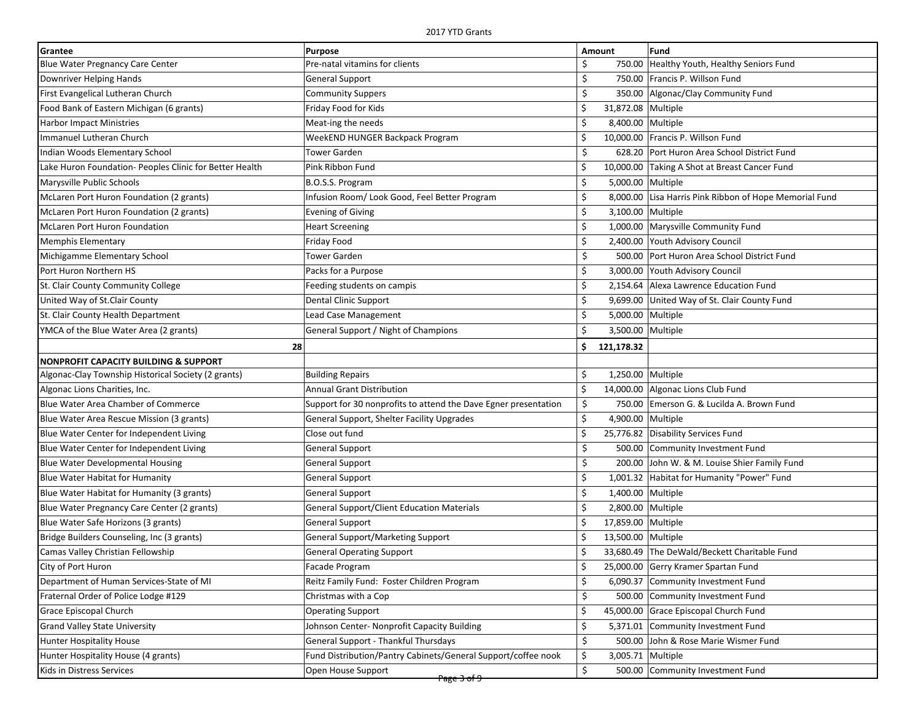2017 YTD Grants

| Grantee | Purpose | Amount | Fund |
|---|---|---|---|
| Blue Water Pregnancy Care Center | Pre-natal vitamins for clients | $ 750.00 | Healthy Youth, Healthy Seniors Fund |
| Downriver Helping Hands | General Support | $ 750.00 | Francis P. Willson Fund |
| First Evangelical Lutheran Church | Community Suppers | $ 350.00 | Algonac/Clay Community Fund |
| Food Bank of Eastern Michigan (6 grants) | Friday Food for Kids | $ 31,872.08 | Multiple |
| Harbor Impact Ministries | Meat-ing the needs | $ 8,400.00 | Multiple |
| Immanuel Lutheran Church | WeekEND HUNGER Backpack Program | $ 10,000.00 | Francis P. Willson Fund |
| Indian Woods Elementary School | Tower Garden | $ 628.20 | Port Huron Area School District Fund |
| Lake Huron Foundation- Peoples Clinic for Better Health | Pink Ribbon Fund | $ 10,000.00 | Taking A Shot at Breast Cancer Fund |
| Marysville Public Schools | B.O.S.S. Program | $ 5,000.00 | Multiple |
| McLaren Port Huron Foundation (2 grants) | Infusion Room/ Look Good, Feel Better Program | $ 8,000.00 | Lisa Harris Pink Ribbon of Hope Memorial Fund |
| McLaren Port Huron Foundation (2 grants) | Evening of Giving | $ 3,100.00 | Multiple |
| McLaren Port Huron Foundation | Heart Screening | $ 1,000.00 | Marysville Community Fund |
| Memphis Elementary | Friday Food | $ 2,400.00 | Youth Advisory Council |
| Michigamme Elementary School | Tower Garden | $ 500.00 | Port Huron Area School District Fund |
| Port Huron Northern HS | Packs for a Purpose | $ 3,000.00 | Youth Advisory Council |
| St. Clair County Community College | Feeding students on campis | $ 2,154.64 | Alexa Lawrence Education Fund |
| United Way of St.Clair County | Dental Clinic Support | $ 9,699.00 | United Way of St. Clair County Fund |
| St. Clair County Health Department | Lead Case Management | $ 5,000.00 | Multiple |
| YMCA of the Blue Water Area (2 grants) | General Support / Night of Champions | $ 3,500.00 | Multiple |
| 28 | | **$ 121,178.32** | |
| **NONPROFIT CAPACITY BUILDING & SUPPORT** | | | |
| Algonac-Clay Township Historical Society (2 grants) | Building Repairs | $ 1,250.00 | Multiple |
| Algonac Lions Charities, Inc. | Annual Grant Distribution | $ 14,000.00 | Algonac Lions Club Fund |
| Blue Water Area Chamber of Commerce | Support for 30 nonprofits to attend the Dave Egner presentation | $ 750.00 | Emerson G. & Lucilda A. Brown Fund |
| Blue Water Area Rescue Mission (3 grants) | General Support, Shelter Facility Upgrades | $ 4,900.00 | Multiple |
| Blue Water Center for Independent Living | Close out fund | $ 25,776.82 | Disability Services Fund |
| Blue Water Center for Independent Living | General Support | $ 500.00 | Community Investment Fund |
| Blue Water Developmental Housing | General Support | $ 200.00 | John W. & M. Louise Shier Family Fund |
| Blue Water Habitat for Humanity | General Support | $ 1,001.32 | Habitat for Humanity "Power" Fund |
| Blue Water Habitat for Humanity (3 grants) | General Support | $ 1,400.00 | Multiple |
| Blue Water Pregnancy Care Center (2 grants) | General Support/Client Education Materials | $ 2,800.00 | Multiple |
| Blue Water Safe Horizons (3 grants) | General Support | $ 17,859.00 | Multiple |
| Bridge Builders Counseling, Inc (3 grants) | General Support/Marketing Support | $ 13,500.00 | Multiple |
| Camas Valley Christian Fellowship | General Operating Support | $ 33,680.49 | The DeWald/Beckett Charitable Fund |
| City of Port Huron | Facade Program | $ 25,000.00 | Gerry Kramer Spartan Fund |
| Department of Human Services-State of MI | Reitz Family Fund: Foster Children Program | $ 6,090.37 | Community Investment Fund |
| Fraternal Order of Police Lodge #129 | Christmas with a Cop | $ 500.00 | Community Investment Fund |
| Grace Episcopal Church | Operating Support | $ 45,000.00 | Grace Episcopal Church Fund |
| Grand Valley State University | Johnson Center- Nonprofit Capacity Building | $ 5,371.01 | Community Investment Fund |
| Hunter Hospitality House | General Support - Thankful Thursdays | $ 500.00 | John & Rose Marie Wismer Fund |
| Hunter Hospitality House (4 grants) | Fund Distribution/Pantry Cabinets/General Support/coffee nook | $ 3,005.71 | Multiple |
| Kids in Distress Services | Open House Support | $ 500.00 | Community Investment Fund |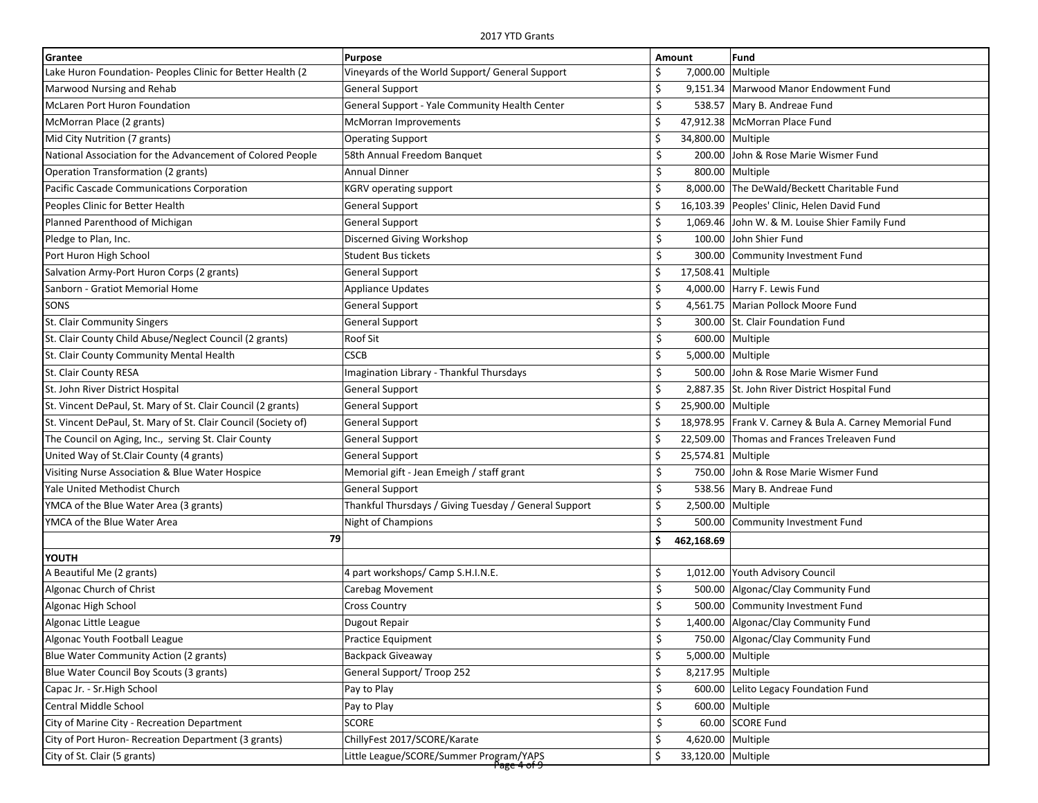2017 YTD Grants

| Grantee | Purpose | Amount | Fund |
|---|---|---|---|
| Lake Huron Foundation- Peoples Clinic for Better Health (2 | Vineyards of the World Support/ General Support | $ 7,000.00 | Multiple |
| Marwood Nursing and Rehab | General Support | $ 9,151.34 | Marwood Manor Endowment Fund |
| McLaren Port Huron Foundation | General Support - Yale Community Health Center | $ 538.57 | Mary B. Andreae Fund |
| McMorran Place (2 grants) | McMorran Improvements | $ 47,912.38 | McMorran Place Fund |
| Mid City Nutrition (7 grants) | Operating Support | $ 34,800.00 | Multiple |
| National Association for the Advancement of Colored People | 58th Annual Freedom Banquet | $ 200.00 | John & Rose Marie Wismer Fund |
| Operation Transformation (2 grants) | Annual Dinner | $ 800.00 | Multiple |
| Pacific Cascade Communications Corporation | KGRV operating support | $ 8,000.00 | The DeWald/Beckett Charitable Fund |
| Peoples Clinic for Better Health | General Support | $ 16,103.39 | Peoples' Clinic, Helen David Fund |
| Planned Parenthood of Michigan | General Support | $ 1,069.46 | John W. & M. Louise Shier Family Fund |
| Pledge to Plan, Inc. | Discerned Giving Workshop | $ 100.00 | John Shier Fund |
| Port Huron High School | Student Bus tickets | $ 300.00 | Community Investment Fund |
| Salvation Army-Port Huron Corps (2 grants) | General Support | $ 17,508.41 | Multiple |
| Sanborn - Gratiot Memorial Home | Appliance Updates | $ 4,000.00 | Harry F. Lewis Fund |
| SONS | General Support | $ 4,561.75 | Marian Pollock Moore Fund |
| St. Clair Community Singers | General Support | $ 300.00 | St. Clair Foundation Fund |
| St. Clair County Child Abuse/Neglect Council (2 grants) | Roof Sit | $ 600.00 | Multiple |
| St. Clair County Community Mental Health | CSCB | $ 5,000.00 | Multiple |
| St. Clair County RESA | Imagination Library - Thankful Thursdays | $ 500.00 | John & Rose Marie Wismer Fund |
| St. John River District Hospital | General Support | $ 2,887.35 | St. John River District Hospital Fund |
| St. Vincent DePaul, St. Mary of St. Clair Council (2 grants) | General Support | $ 25,900.00 | Multiple |
| St. Vincent DePaul, St. Mary of St. Clair Council (Society of) | General Support | $ 18,978.95 | Frank V. Carney & Bula A. Carney Memorial Fund |
| The Council on Aging, Inc., serving St. Clair County | General Support | $ 22,509.00 | Thomas and Frances Treleaven Fund |
| United Way of St.Clair County (4 grants) | General Support | $ 25,574.81 | Multiple |
| Visiting Nurse Association & Blue Water Hospice | Memorial gift - Jean Emeigh / staff grant | $ 750.00 | John & Rose Marie Wismer Fund |
| Yale United Methodist Church | General Support | $ 538.56 | Mary B. Andreae Fund |
| YMCA of the Blue Water Area (3 grants) | Thankful Thursdays / Giving Tuesday / General Support | $ 2,500.00 | Multiple |
| YMCA of the Blue Water Area | Night of Champions | $ 500.00 | Community Investment Fund |
| 79 | | **$ 462,168.69** | |
| **YOUTH** | | | |
| A Beautiful Me (2 grants) | 4 part workshops/ Camp S.H.I.N.E. | $ 1,012.00 | Youth Advisory Council |
| Algonac Church of Christ | Carebag Movement | $ 500.00 | Algonac/Clay Community Fund |
| Algonac High School | Cross Country | $ 500.00 | Community Investment Fund |
| Algonac Little League | Dugout Repair | $ 1,400.00 | Algonac/Clay Community Fund |
| Algonac Youth Football League | Practice Equipment | $ 750.00 | Algonac/Clay Community Fund |
| Blue Water Community Action (2 grants) | Backpack Giveaway | $ 5,000.00 | Multiple |
| Blue Water Council Boy Scouts (3 grants) | General Support/ Troop 252 | $ 8,217.95 | Multiple |
| Capac Jr. - Sr.High School | Pay to Play | $ 600.00 | Lelito Legacy Foundation Fund |
| Central Middle School | Pay to Play | $ 600.00 | Multiple |
| City of Marine City - Recreation Department | SCORE | $ 60.00 | SCORE Fund |
| City of Port Huron- Recreation Department (3 grants) | ChillyFest 2017/SCORE/Karate | $ 4,620.00 | Multiple |
| City of St. Clair (5 grants) | Little League/SCORE/Summer Program/YAPS | $ 33,120.00 | Multiple |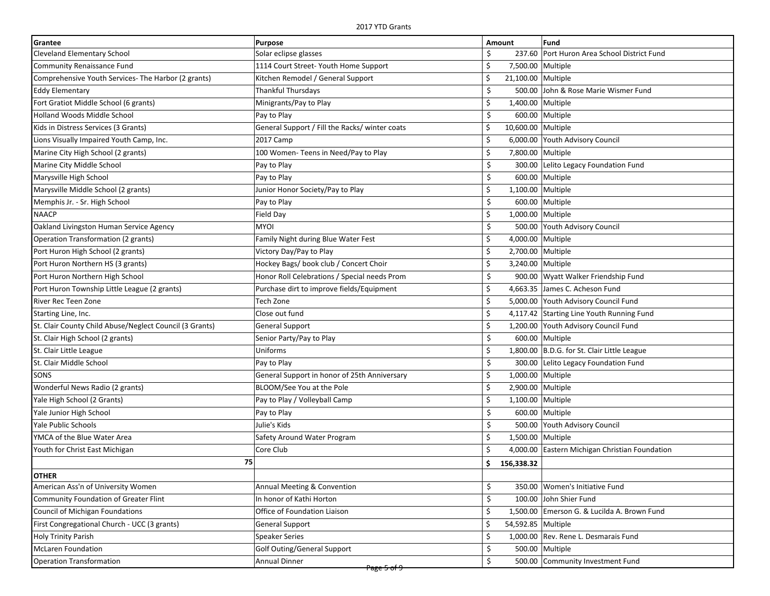2017 YTD Grants

| Grantee | Purpose | Amount | Fund |
|---|---|---|---|
| Cleveland Elementary School | Solar eclipse glasses | $ 237.60 | Port Huron Area School District Fund |
| Community Renaissance Fund | 1114 Court Street- Youth Home Support | $ 7,500.00 | Multiple |
| Comprehensive Youth Services- The Harbor (2 grants) | Kitchen Remodel / General Support | $ 21,100.00 | Multiple |
| Eddy Elementary | Thankful Thursdays | $ 500.00 | John & Rose Marie Wismer Fund |
| Fort Gratiot Middle School (6 grants) | Minigrants/Pay to Play | $ 1,400.00 | Multiple |
| Holland Woods Middle School | Pay to Play | $ 600.00 | Multiple |
| Kids in Distress Services (3 Grants) | General Support / Fill the Racks/ winter coats | $ 10,600.00 | Multiple |
| Lions Visually Impaired Youth Camp, Inc. | 2017 Camp | $ 6,000.00 | Youth Advisory Council |
| Marine City High School (2 grants) | 100 Women- Teens in Need/Pay to Play | $ 7,800.00 | Multiple |
| Marine City Middle School | Pay to Play | $ 300.00 | Lelito Legacy Foundation Fund |
| Marysville High School | Pay to Play | $ 600.00 | Multiple |
| Marysville Middle School (2 grants) | Junior Honor Society/Pay to Play | $ 1,100.00 | Multiple |
| Memphis Jr. - Sr. High School | Pay to Play | $ 600.00 | Multiple |
| NAACP | Field Day | $ 1,000.00 | Multiple |
| Oakland Livingston Human Service Agency | MYOI | $ 500.00 | Youth Advisory Council |
| Operation Transformation (2 grants) | Family Night during Blue Water Fest | $ 4,000.00 | Multiple |
| Port Huron High School (2 grants) | Victory Day/Pay to Play | $ 2,700.00 | Multiple |
| Port Huron Northern HS (3 grants) | Hockey Bags/ book club / Concert Choir | $ 3,240.00 | Multiple |
| Port Huron Northern High School | Honor Roll Celebrations / Special needs Prom | $ 900.00 | Wyatt Walker Friendship Fund |
| Port Huron Township Little League (2 grants) | Purchase dirt to improve fields/Equipment | $ 4,663.35 | James C. Acheson Fund |
| River Rec Teen Zone | Tech Zone | $ 5,000.00 | Youth Advisory Council Fund |
| Starting Line, Inc. | Close out fund | $ 4,117.42 | Starting Line Youth Running Fund |
| St. Clair County Child Abuse/Neglect Council (3 Grants) | General Support | $ 1,200.00 | Youth Advisory Council Fund |
| St. Clair High School (2 grants) | Senior Party/Pay to Play | $ 600.00 | Multiple |
| St. Clair Little League | Uniforms | $ 1,800.00 | B.D.G. for St. Clair Little League |
| St. Clair Middle School | Pay to Play | $ 300.00 | Lelito Legacy Foundation Fund |
| SONS | General Support in honor of 25th Anniversary | $ 1,000.00 | Multiple |
| Wonderful News Radio (2 grants) | BLOOM/See You at the Pole | $ 2,900.00 | Multiple |
| Yale High School (2 Grants) | Pay to Play / Volleyball Camp | $ 1,100.00 | Multiple |
| Yale Junior High School | Pay to Play | $ 600.00 | Multiple |
| Yale Public Schools | Julie's Kids | $ 500.00 | Youth Advisory Council |
| YMCA of the Blue Water Area | Safety Around Water Program | $ 1,500.00 | Multiple |
| Youth for Christ East Michigan | Core Club | $ 4,000.00 | Eastern Michigan Christian Foundation |
| 75 | | **$ 156,338.32** | |
| **OTHER** | | | |
| American Ass'n of University Women | Annual Meeting & Convention | $ 350.00 | Women's Initiative Fund |
| Community Foundation of Greater Flint | In honor of Kathi Horton | $ 100.00 | John Shier Fund |
| Council of Michigan Foundations | Office of Foundation Liaison | $ 1,500.00 | Emerson G. & Lucilda A. Brown Fund |
| First Congregational Church - UCC (3 grants) | General Support | $ 54,592.85 | Multiple |
| Holy Trinity Parish | Speaker Series | $ 1,000.00 | Rev. Rene L. Desmarais Fund |
| McLaren Foundation | Golf Outing/General Support | $ 500.00 | Multiple |
| Operation Transformation | Annual Dinner | $ 500.00 | Community Investment Fund |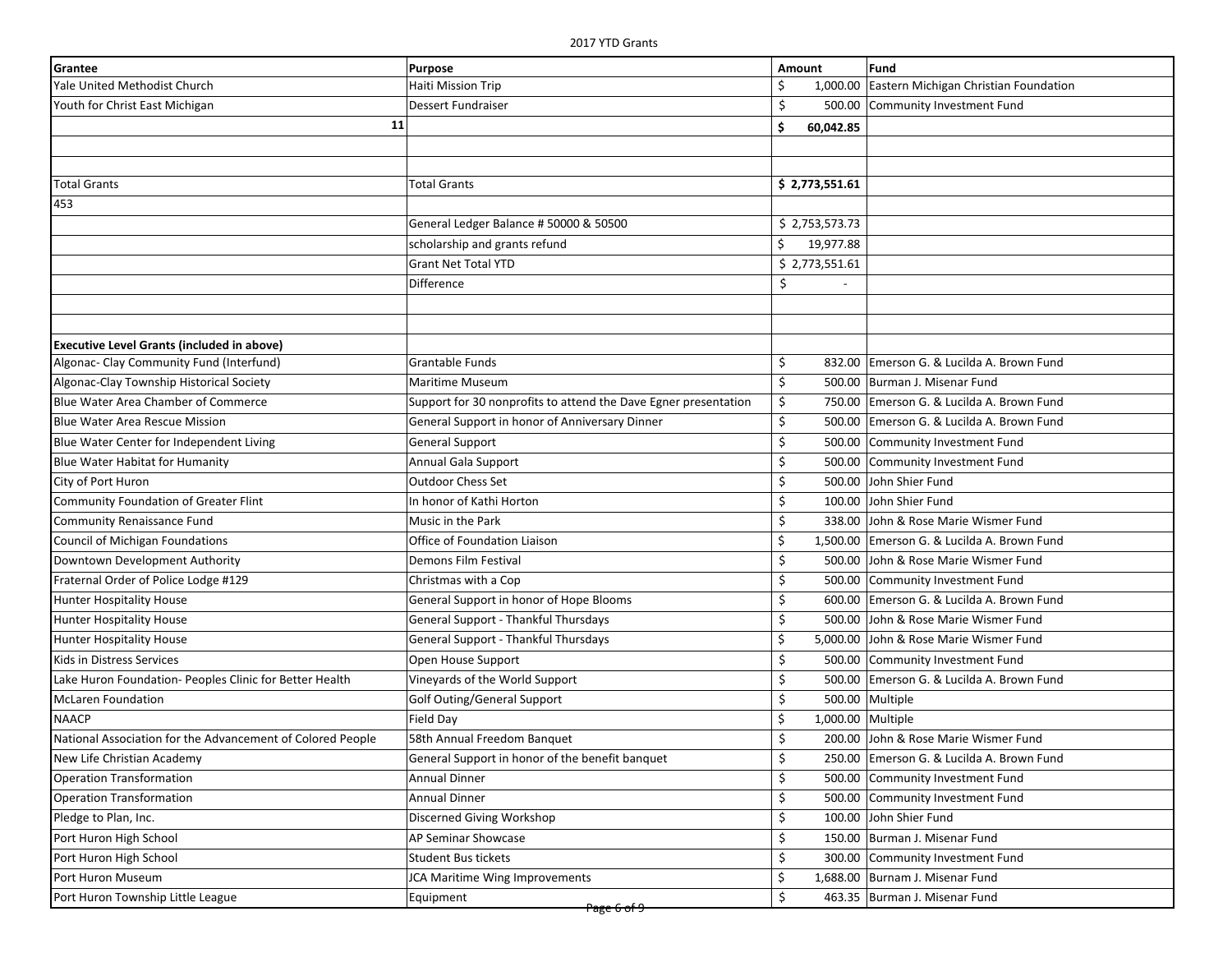2017 YTD Grants

| Grantee | Purpose | Amount | Fund |
|---|---|---|---|
| Yale United Methodist Church | Haiti Mission Trip | $ 1,000.00 | Eastern Michigan Christian Foundation |
| Youth for Christ East Michigan | Dessert Fundraiser | $ 500.00 | Community Investment Fund |
| 11 | | **$ 60,042.85** | |
| | | | |
| | | | |
| Total Grants | Total Grants | **$ 2,773,551.61** | |
| 453 | | | |
| | General Ledger Balance # 50000 & 50500 | $ 2,753,573.73 | |
| | scholarship and grants refund | $ 19,977.88 | |
| | Grant Net Total YTD | $ 2,773,551.61 | |
| | Difference | $ - | |
| | | | |
| | | | |
| **Executive Level Grants (included in above)** | | | |
| Algonac- Clay Community Fund (Interfund) | Grantable Funds | $ 832.00 | Emerson G. & Lucilda A. Brown Fund |
| Algonac-Clay Township Historical Society | Maritime Museum | $ 500.00 | Burman J. Misenar Fund |
| Blue Water Area Chamber of Commerce | Support for 30 nonprofits to attend the Dave Egner presentation | $ 750.00 | Emerson G. & Lucilda A. Brown Fund |
| Blue Water Area Rescue Mission | General Support in honor of Anniversary Dinner | $ 500.00 | Emerson G. & Lucilda A. Brown Fund |
| Blue Water Center for Independent Living | General Support | $ 500.00 | Community Investment Fund |
| Blue Water Habitat for Humanity | Annual Gala Support | $ 500.00 | Community Investment Fund |
| City of Port Huron | Outdoor Chess Set | $ 500.00 | John Shier Fund |
| Community Foundation of Greater Flint | In honor of Kathi Horton | $ 100.00 | John Shier Fund |
| Community Renaissance Fund | Music in the Park | $ 338.00 | John & Rose Marie Wismer Fund |
| Council of Michigan Foundations | Office of Foundation Liaison | $ 1,500.00 | Emerson G. & Lucilda A. Brown Fund |
| Downtown Development Authority | Demons Film Festival | $ 500.00 | John & Rose Marie Wismer Fund |
| Fraternal Order of Police Lodge #129 | Christmas with a Cop | $ 500.00 | Community Investment Fund |
| Hunter Hospitality House | General Support in honor of Hope Blooms | $ 600.00 | Emerson G. & Lucilda A. Brown Fund |
| Hunter Hospitality House | General Support - Thankful Thursdays | $ 500.00 | John & Rose Marie Wismer Fund |
| Hunter Hospitality House | General Support - Thankful Thursdays | $ 5,000.00 | John & Rose Marie Wismer Fund |
| Kids in Distress Services | Open House Support | $ 500.00 | Community Investment Fund |
| Lake Huron Foundation- Peoples Clinic for Better Health | Vineyards of the World Support | $ 500.00 | Emerson G. & Lucilda A. Brown Fund |
| McLaren Foundation | Golf Outing/General Support | $ 500.00 | Multiple |
| NAACP | Field Day | $ 1,000.00 | Multiple |
| National Association for the Advancement of Colored People | 58th Annual Freedom Banquet | $ 200.00 | John & Rose Marie Wismer Fund |
| New Life Christian Academy | General Support in honor of the benefit banquet | $ 250.00 | Emerson G. & Lucilda A. Brown Fund |
| Operation Transformation | Annual Dinner | $ 500.00 | Community Investment Fund |
| Operation Transformation | Annual Dinner | $ 500.00 | Community Investment Fund |
| Pledge to Plan, Inc. | Discerned Giving Workshop | $ 100.00 | John Shier Fund |
| Port Huron High School | AP Seminar Showcase | $ 150.00 | Burman J. Misenar Fund |
| Port Huron High School | Student Bus tickets | $ 300.00 | Community Investment Fund |
| Port Huron Museum | JCA Maritime Wing Improvements | $ 1,688.00 | Burnam J. Misenar Fund |
| Port Huron Township Little League | Equipment | $ 463.35 | Burman J. Misenar Fund |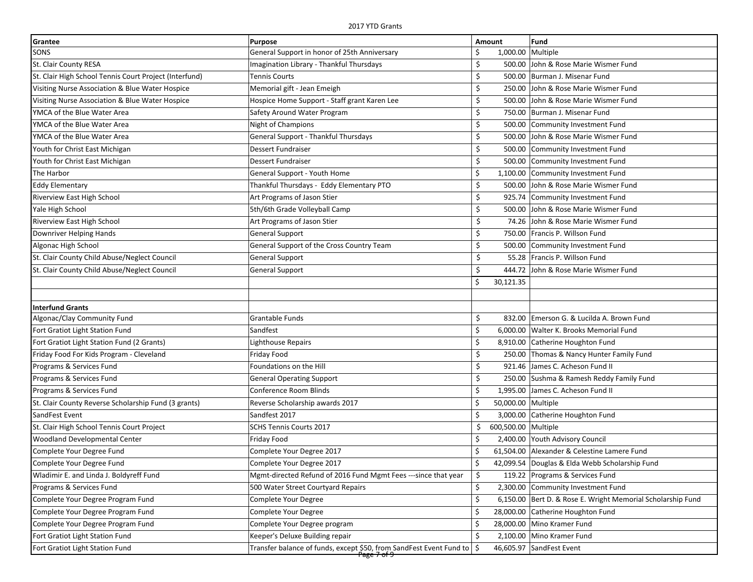2017 YTD Grants

| Grantee | Purpose | Amount | Fund |
|---|---|---|---|
| SONS | General Support in honor of 25th Anniversary | $ 1,000.00 | Multiple |
| St. Clair County RESA | Imagination Library - Thankful Thursdays | $ 500.00 | John & Rose Marie Wismer Fund |
| St. Clair High School Tennis Court Project (Interfund) | Tennis Courts | $ 500.00 | Burman J. Misenar Fund |
| Visiting Nurse Association & Blue Water Hospice | Memorial gift - Jean Emeigh | $ 250.00 | John & Rose Marie Wismer Fund |
| Visiting Nurse Association & Blue Water Hospice | Hospice Home Support - Staff grant Karen Lee | $ 500.00 | John & Rose Marie Wismer Fund |
| YMCA of the Blue Water Area | Safety Around Water Program | $ 750.00 | Burman J. Misenar Fund |
| YMCA of the Blue Water Area | Night of Champions | $ 500.00 | Community Investment Fund |
| YMCA of the Blue Water Area | General Support - Thankful Thursdays | $ 500.00 | John & Rose Marie Wismer Fund |
| Youth for Christ East Michigan | Dessert Fundraiser | $ 500.00 | Community Investment Fund |
| Youth for Christ East Michigan | Dessert Fundraiser | $ 500.00 | Community Investment Fund |
| The Harbor | General Support - Youth Home | $ 1,100.00 | Community Investment Fund |
| Eddy Elementary | Thankful Thursdays - Eddy Elementary PTO | $ 500.00 | John & Rose Marie Wismer Fund |
| Riverview East High School | Art Programs of Jason Stier | $ 925.74 | Community Investment Fund |
| Yale High School | 5th/6th Grade Volleyball Camp | $ 500.00 | John & Rose Marie Wismer Fund |
| Riverview East High School | Art Programs of Jason Stier | $ 74.26 | John & Rose Marie Wismer Fund |
| Downriver Helping Hands | General Support | $ 750.00 | Francis P. Willson Fund |
| Algonac High School | General Support of the Cross Country Team | $ 500.00 | Community Investment Fund |
| St. Clair County Child Abuse/Neglect Council | General Support | $ 55.28 | Francis P. Willson Fund |
| St. Clair County Child Abuse/Neglect Council | General Support | $ 444.72 | John & Rose Marie Wismer Fund |
| | | $ 30,121.35 | |
| | | | |
| **Interfund Grants** | | | |
| Algonac/Clay Community Fund | Grantable Funds | $ 832.00 | Emerson G. & Lucilda A. Brown Fund |
| Fort Gratiot Light Station Fund | Sandfest | $ 6,000.00 | Walter K. Brooks Memorial Fund |
| Fort Gratiot Light Station Fund (2 Grants) | Lighthouse Repairs | $ 8,910.00 | Catherine Houghton Fund |
| Friday Food For Kids Program - Cleveland | Friday Food | $ 250.00 | Thomas & Nancy Hunter Family Fund |
| Programs & Services Fund | Foundations on the Hill | $ 921.46 | James C. Acheson Fund II |
| Programs & Services Fund | General Operating Support | $ 250.00 | Sushma & Ramesh Reddy Family Fund |
| Programs & Services Fund | Conference Room Blinds | $ 1,995.00 | James C. Acheson Fund II |
| St. Clair County Reverse Scholarship Fund (3 grants) | Reverse Scholarship awards 2017 | $ 50,000.00 | Multiple |
| SandFest Event | Sandfest 2017 | $ 3,000.00 | Catherine Houghton Fund |
| St. Clair High School Tennis Court Project | SCHS Tennis Courts 2017 | $ 600,500.00 | Multiple |
| Woodland Developmental Center | Friday Food | $ 2,400.00 | Youth Advisory Council |
| Complete Your Degree Fund | Complete Your Degree 2017 | $ 61,504.00 | Alexander & Celestine Lamere Fund |
| Complete Your Degree Fund | Complete Your Degree 2017 | $ 42,099.54 | Douglas & Elda Webb Scholarship Fund |
| Wladimir E. and Linda J. Boldyreff Fund | Mgmt-directed Refund of 2016 Fund Mgmt Fees ---since that year | $ 119.22 | Programs & Services Fund |
| Programs & Services Fund | 500 Water Street Courtyard Repairs | $ 2,300.00 | Community Investment Fund |
| Complete Your Degree Program Fund | Complete Your Degree | $ 6,150.00 | Bert D. & Rose E. Wright Memorial Scholarship Fund |
| Complete Your Degree Program Fund | Complete Your Degree | $ 28,000.00 | Catherine Houghton Fund |
| Complete Your Degree Program Fund | Complete Your Degree program | $ 28,000.00 | Mino Kramer Fund |
| Fort Gratiot Light Station Fund | Keeper's Deluxe Building repair | $ 2,100.00 | Mino Kramer Fund |
| Fort Gratiot Light Station Fund | Transfer balance of funds, except $50, from SandFest Event Fund to | $ 46,605.97 | SandFest Event |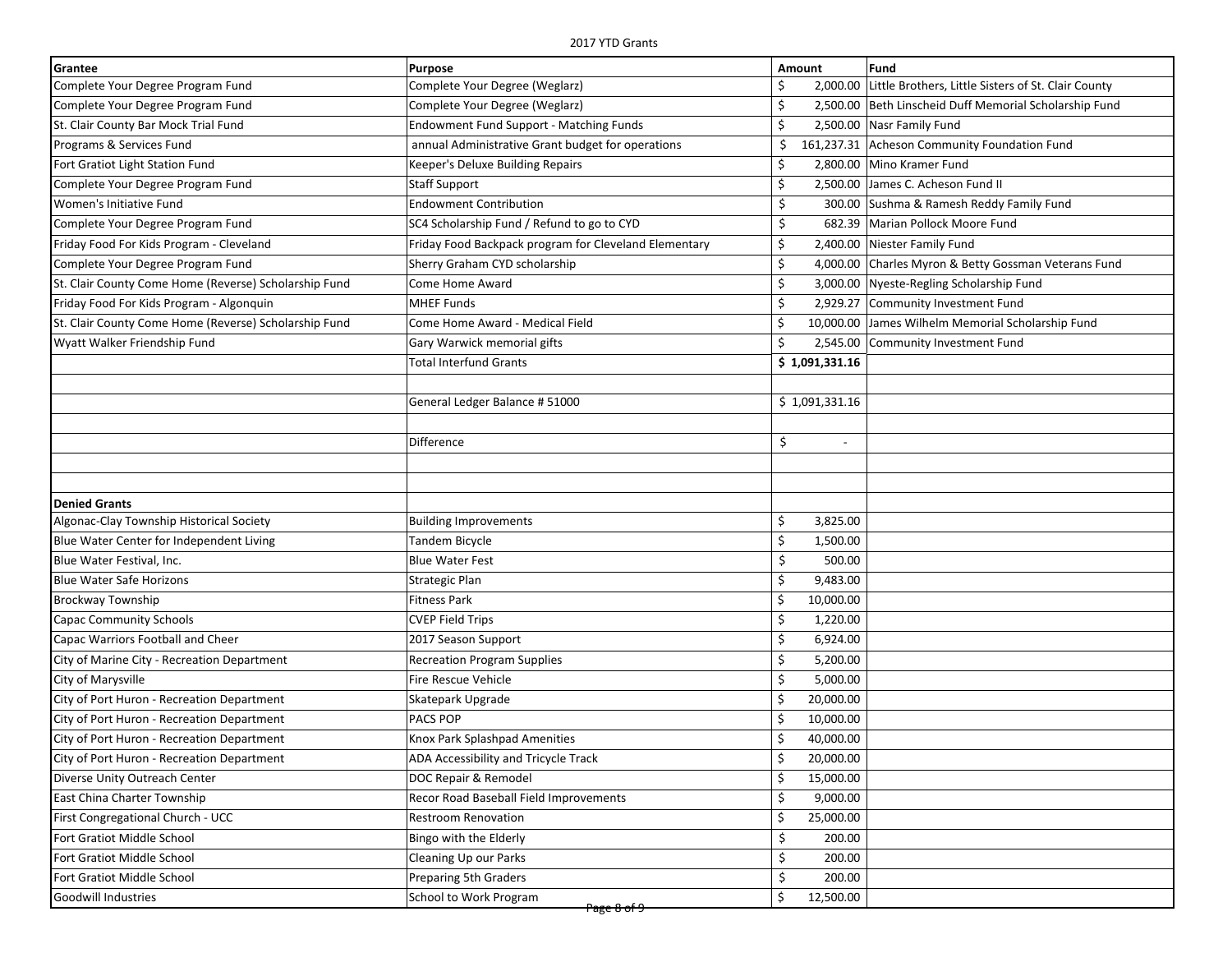| Grantee | Purpose | Amount | Fund |
|---|---|---|---|
| Complete Your Degree Program Fund | Complete Your Degree (Weglarz) | $ 2,000.00 | Little Brothers, Little Sisters of St. Clair County |
| Complete Your Degree Program Fund | Complete Your Degree (Weglarz) | $ 2,500.00 | Beth Linscheid Duff Memorial Scholarship Fund |
| St. Clair County Bar Mock Trial Fund | Endowment Fund Support - Matching Funds | $ 2,500.00 | Nasr Family Fund |
| Programs & Services Fund | annual Administrative Grant budget for operations | $ 161,237.31 | Acheson Community Foundation Fund |
| Fort Gratiot Light Station Fund | Keeper's Deluxe Building Repairs | $ 2,800.00 | Mino Kramer Fund |
| Complete Your Degree Program Fund | Staff Support | $ 2,500.00 | James C. Acheson Fund II |
| Women's Initiative Fund | Endowment Contribution | $ 300.00 | Sushma & Ramesh Reddy Family Fund |
| Complete Your Degree Program Fund | SC4 Scholarship Fund / Refund to go to CYD | $ 682.39 | Marian Pollock Moore Fund |
| Friday Food For Kids Program - Cleveland | Friday Food Backpack program for Cleveland Elementary | $ 2,400.00 | Niester Family Fund |
| Complete Your Degree Program Fund | Sherry Graham CYD scholarship | $ 4,000.00 | Charles Myron & Betty Gossman Veterans Fund |
| St. Clair County Come Home (Reverse) Scholarship Fund | Come Home Award | $ 3,000.00 | Nyeste-Regling Scholarship Fund |
| Friday Food For Kids Program - Algonquin | MHEF Funds | $ 2,929.27 | Community Investment Fund |
| St. Clair County Come Home (Reverse) Scholarship Fund | Come Home Award - Medical Field | $ 10,000.00 | James Wilhelm Memorial Scholarship Fund |
| Wyatt Walker Friendship Fund | Gary Warwick memorial gifts | $ 2,545.00 | Community Investment Fund |
| | Total Interfund Grants | **$ 1,091,331.16** | |
| | | | |
| | General Ledger Balance # 51000 | $ 1,091,331.16 | |
| | | | |
| | Difference | $ - | |
| | | | |
| | | | |
| **Denied Grants** | | | |
| Algonac-Clay Township Historical Society | Building Improvements | $ 3,825.00 | |
| Blue Water Center for Independent Living | Tandem Bicycle | $ 1,500.00 | |
| Blue Water Festival, Inc. | Blue Water Fest | $ 500.00 | |
| Blue Water Safe Horizons | Strategic Plan | $ 9,483.00 | |
| Brockway Township | Fitness Park | $ 10,000.00 | |
| Capac Community Schools | CVEP Field Trips | $ 1,220.00 | |
| Capac Warriors Football and Cheer | 2017 Season Support | $ 6,924.00 | |
| City of Marine City - Recreation Department | Recreation Program Supplies | $ 5,200.00 | |
| City of Marysville | Fire Rescue Vehicle | $ 5,000.00 | |
| City of Port Huron - Recreation Department | Skatepark Upgrade | $ 20,000.00 | |
| City of Port Huron - Recreation Department | PACS POP | $ 10,000.00 | |
| City of Port Huron - Recreation Department | Knox Park Splashpad Amenities | $ 40,000.00 | |
| City of Port Huron - Recreation Department | ADA Accessibility and Tricycle Track | $ 20,000.00 | |
| Diverse Unity Outreach Center | DOC Repair & Remodel | $ 15,000.00 | |
| East China Charter Township | Recor Road Baseball Field Improvements | $ 9,000.00 | |
| First Congregational Church - UCC | Restroom Renovation | $ 25,000.00 | |
| Fort Gratiot Middle School | Bingo with the Elderly | $ 200.00 | |
| Fort Gratiot Middle School | Cleaning Up our Parks | $ 200.00 | |
| Fort Gratiot Middle School | Preparing 5th Graders | $ 200.00 | |
| Goodwill Industries | School to Work Program | $ 12,500.00 | |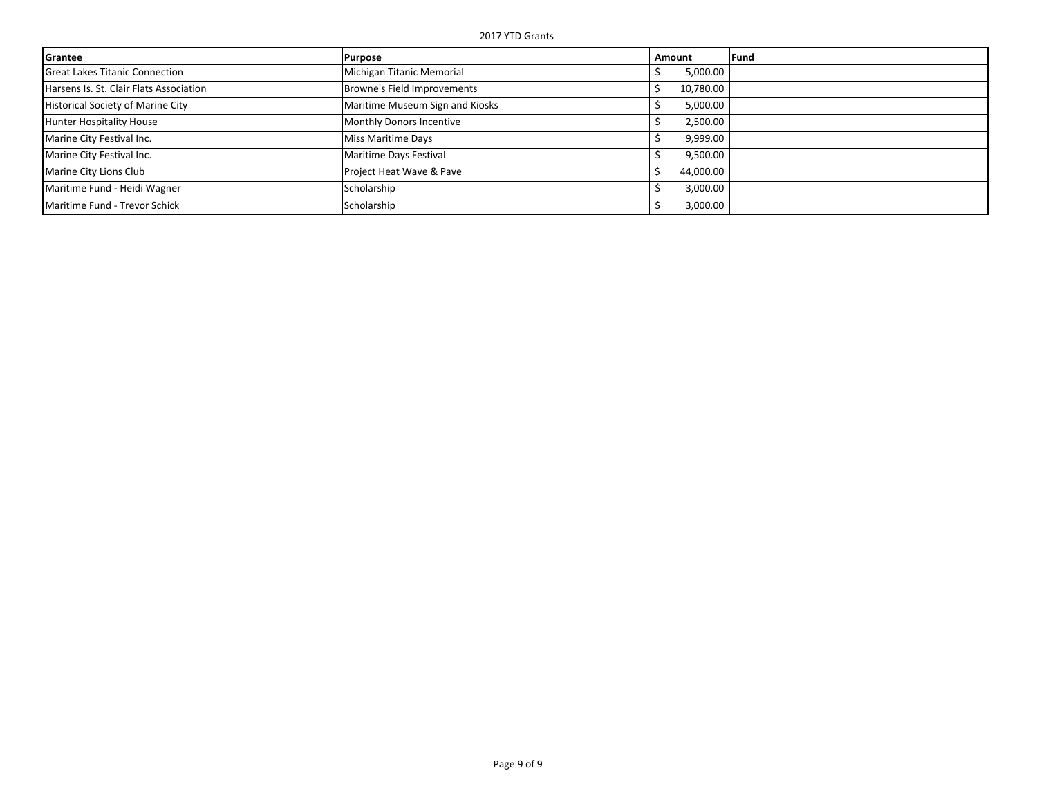| Grantee | Purpose | Amount | Fund |
|---|---|---|---|
| Great Lakes Titanic Connection | Michigan Titanic Memorial | $ 5,000.00 | |
| Harsens Is. St. Clair Flats Association | Browne's Field Improvements | $ 10,780.00 | |
| Historical Society of Marine City | Maritime Museum Sign and Kiosks | $ 5,000.00 | |
| Hunter Hospitality House | Monthly Donors Incentive | $ 2,500.00 | |
| Marine City Festival Inc. | Miss Maritime Days | $ 9,999.00 | |
| Marine City Festival Inc. | Maritime Days Festival | $ 9,500.00 | |
| Marine City Lions Club | Project Heat Wave & Pave | $ 44,000.00 | |
| Maritime Fund - Heidi Wagner | Scholarship | $ 3,000.00 | |
| Maritime Fund - Trevor Schick | Scholarship | $ 3,000.00 | |